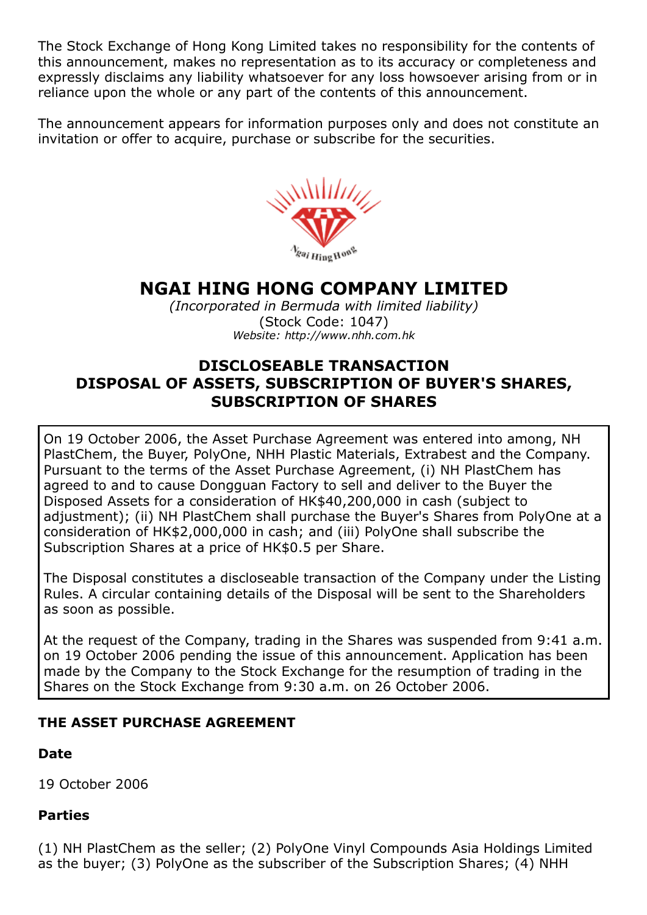The Stock Exchange of Hong Kong Limited takes no responsibility for the contents of this announcement, makes no representation as to its accuracy or completeness and expressly disclaims any liability whatsoever for any loss howsoever arising from or in reliance upon the whole or any part of the contents of this announcement.

The announcement appears for information purposes only and does not constitute an invitation or offer to acquire, purchase or subscribe for the securities.

# NGAI HING HONG COMPANY LIMITED

*(Incorporated in Bermuda with limited liability)*
(Stock Code: 1047)
*Website: http://www.nhh.com.hk*

## DISCLOSEABLE TRANSACTION
## DISPOSAL OF ASSETS, SUBSCRIPTION OF BUYER'S SHARES, SUBSCRIPTION OF SHARES

On 19 October 2006, the Asset Purchase Agreement was entered into among, NH PlastChem, the Buyer, PolyOne, NHH Plastic Materials, Extrabest and the Company. Pursuant to the terms of the Asset Purchase Agreement, (i) NH PlastChem has agreed to and to cause Dongguan Factory to sell and deliver to the Buyer the Disposed Assets for a consideration of HK$40,200,000 in cash (subject to adjustment); (ii) NH PlastChem shall purchase the Buyer's Shares from PolyOne at a consideration of HK$2,000,000 in cash; and (iii) PolyOne shall subscribe the Subscription Shares at a price of HK$0.5 per Share.

The Disposal constitutes a discloseable transaction of the Company under the Listing Rules. A circular containing details of the Disposal will be sent to the Shareholders as soon as possible.

At the request of the Company, trading in the Shares was suspended from 9:41 a.m. on 19 October 2006 pending the issue of this announcement. Application has been made by the Company to the Stock Exchange for the resumption of trading in the Shares on the Stock Exchange from 9:30 a.m. on 26 October 2006.

### THE ASSET PURCHASE AGREEMENT

**Date**

19 October 2006

**Parties**

(1) NH PlastChem as the seller; (2) PolyOne Vinyl Compounds Asia Holdings Limited as the buyer; (3) PolyOne as the subscriber of the Subscription Shares; (4) NHH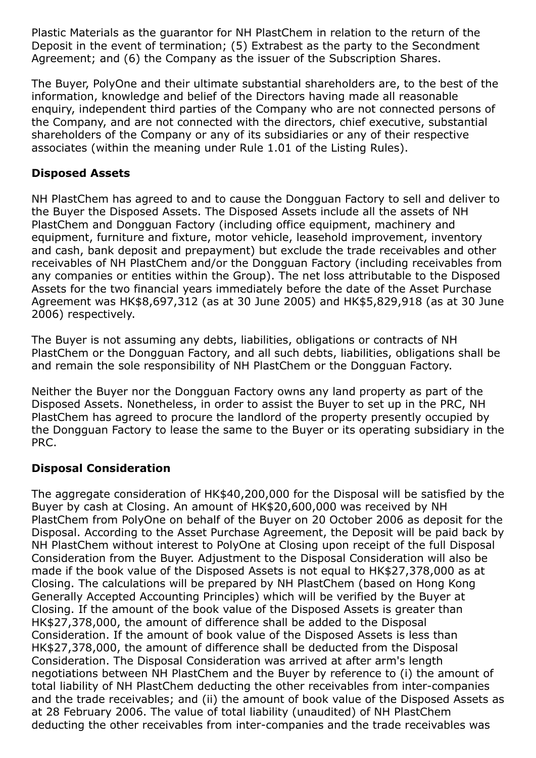Plastic Materials as the guarantor for NH PlastChem in relation to the return of the Deposit in the event of termination; (5) Extrabest as the party to the Secondment Agreement; and (6) the Company as the issuer of the Subscription Shares.

The Buyer, PolyOne and their ultimate substantial shareholders are, to the best of the information, knowledge and belief of the Directors having made all reasonable enquiry, independent third parties of the Company who are not connected persons of the Company, and are not connected with the directors, chief executive, substantial shareholders of the Company or any of its subsidiaries or any of their respective associates (within the meaning under Rule 1.01 of the Listing Rules).

**Disposed Assets**

NH PlastChem has agreed to and to cause the Dongguan Factory to sell and deliver to the Buyer the Disposed Assets. The Disposed Assets include all the assets of NH PlastChem and Dongguan Factory (including office equipment, machinery and equipment, furniture and fixture, motor vehicle, leasehold improvement, inventory and cash, bank deposit and prepayment) but exclude the trade receivables and other receivables of NH PlastChem and/or the Dongguan Factory (including receivables from any companies or entities within the Group). The net loss attributable to the Disposed Assets for the two financial years immediately before the date of the Asset Purchase Agreement was HK$8,697,312 (as at 30 June 2005) and HK$5,829,918 (as at 30 June 2006) respectively.

The Buyer is not assuming any debts, liabilities, obligations or contracts of NH PlastChem or the Dongguan Factory, and all such debts, liabilities, obligations shall be and remain the sole responsibility of NH PlastChem or the Dongguan Factory.

Neither the Buyer nor the Dongguan Factory owns any land property as part of the Disposed Assets. Nonetheless, in order to assist the Buyer to set up in the PRC, NH PlastChem has agreed to procure the landlord of the property presently occupied by the Dongguan Factory to lease the same to the Buyer or its operating subsidiary in the PRC.

**Disposal Consideration**

The aggregate consideration of HK$40,200,000 for the Disposal will be satisfied by the Buyer by cash at Closing. An amount of HK$20,600,000 was received by NH PlastChem from PolyOne on behalf of the Buyer on 20 October 2006 as deposit for the Disposal. According to the Asset Purchase Agreement, the Deposit will be paid back by NH PlastChem without interest to PolyOne at Closing upon receipt of the full Disposal Consideration from the Buyer. Adjustment to the Disposal Consideration will also be made if the book value of the Disposed Assets is not equal to HK$27,378,000 as at Closing. The calculations will be prepared by NH PlastChem (based on Hong Kong Generally Accepted Accounting Principles) which will be verified by the Buyer at Closing. If the amount of the book value of the Disposed Assets is greater than HK$27,378,000, the amount of difference shall be added to the Disposal Consideration. If the amount of book value of the Disposed Assets is less than HK$27,378,000, the amount of difference shall be deducted from the Disposal Consideration. The Disposal Consideration was arrived at after arm's length negotiations between NH PlastChem and the Buyer by reference to (i) the amount of total liability of NH PlastChem deducting the other receivables from inter-companies and the trade receivables; and (ii) the amount of book value of the Disposed Assets as at 28 February 2006. The value of total liability (unaudited) of NH PlastChem deducting the other receivables from inter-companies and the trade receivables was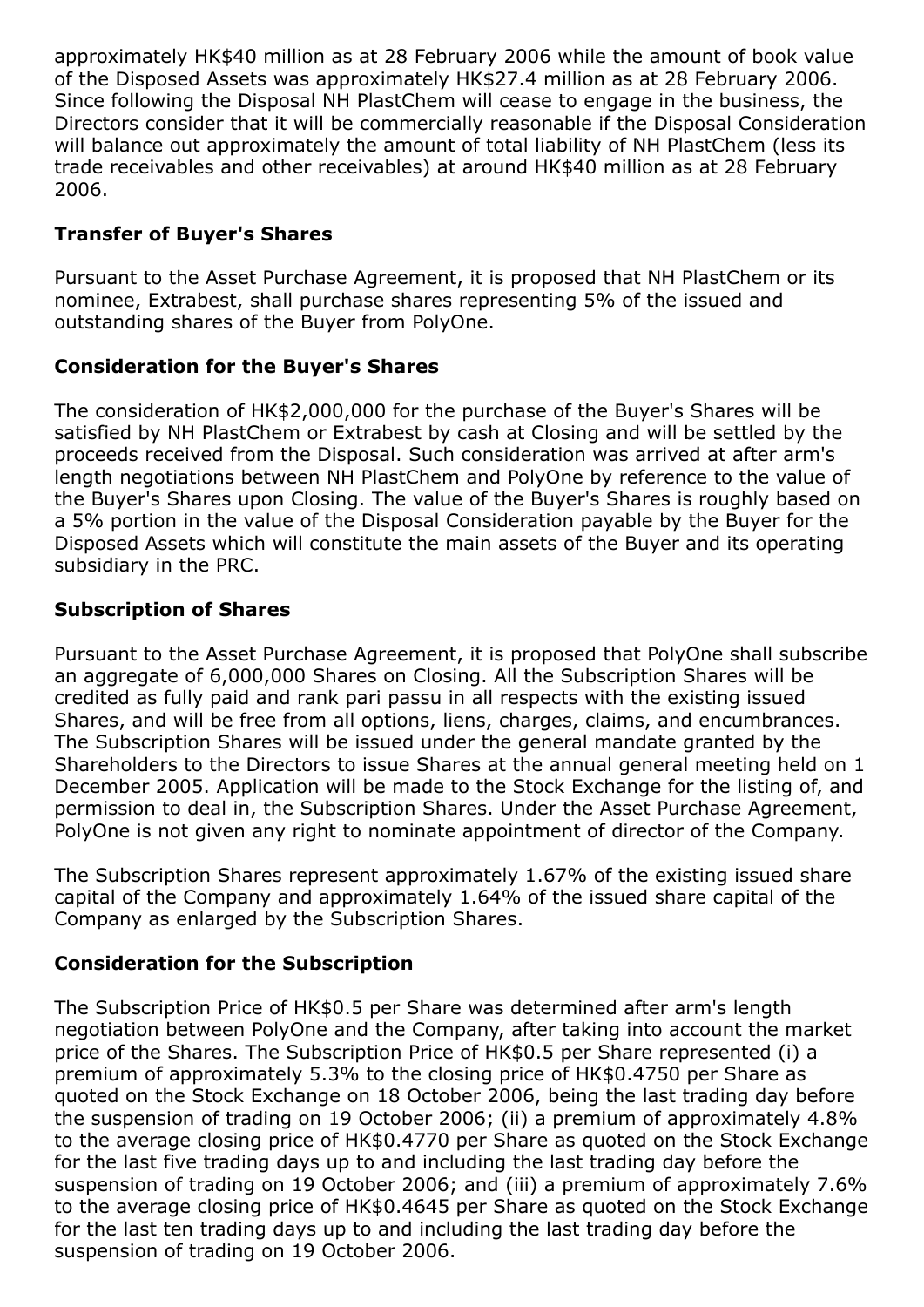approximately HK$40 million as at 28 February 2006 while the amount of book value of the Disposed Assets was approximately HK$27.4 million as at 28 February 2006. Since following the Disposal NH PlastChem will cease to engage in the business, the Directors consider that it will be commercially reasonable if the Disposal Consideration will balance out approximately the amount of total liability of NH PlastChem (less its trade receivables and other receivables) at around HK$40 million as at 28 February 2006.

**Transfer of Buyer's Shares**

Pursuant to the Asset Purchase Agreement, it is proposed that NH PlastChem or its nominee, Extrabest, shall purchase shares representing 5% of the issued and outstanding shares of the Buyer from PolyOne.

**Consideration for the Buyer's Shares**

The consideration of HK$2,000,000 for the purchase of the Buyer's Shares will be satisfied by NH PlastChem or Extrabest by cash at Closing and will be settled by the proceeds received from the Disposal. Such consideration was arrived at after arm's length negotiations between NH PlastChem and PolyOne by reference to the value of the Buyer's Shares upon Closing. The value of the Buyer's Shares is roughly based on a 5% portion in the value of the Disposal Consideration payable by the Buyer for the Disposed Assets which will constitute the main assets of the Buyer and its operating subsidiary in the PRC.

**Subscription of Shares**

Pursuant to the Asset Purchase Agreement, it is proposed that PolyOne shall subscribe an aggregate of 6,000,000 Shares on Closing. All the Subscription Shares will be credited as fully paid and rank pari passu in all respects with the existing issued Shares, and will be free from all options, liens, charges, claims, and encumbrances. The Subscription Shares will be issued under the general mandate granted by the Shareholders to the Directors to issue Shares at the annual general meeting held on 1 December 2005. Application will be made to the Stock Exchange for the listing of, and permission to deal in, the Subscription Shares. Under the Asset Purchase Agreement, PolyOne is not given any right to nominate appointment of director of the Company.

The Subscription Shares represent approximately 1.67% of the existing issued share capital of the Company and approximately 1.64% of the issued share capital of the Company as enlarged by the Subscription Shares.

**Consideration for the Subscription**

The Subscription Price of HK$0.5 per Share was determined after arm's length negotiation between PolyOne and the Company, after taking into account the market price of the Shares. The Subscription Price of HK$0.5 per Share represented (i) a premium of approximately 5.3% to the closing price of HK$0.4750 per Share as quoted on the Stock Exchange on 18 October 2006, being the last trading day before the suspension of trading on 19 October 2006; (ii) a premium of approximately 4.8% to the average closing price of HK$0.4770 per Share as quoted on the Stock Exchange for the last five trading days up to and including the last trading day before the suspension of trading on 19 October 2006; and (iii) a premium of approximately 7.6% to the average closing price of HK$0.4645 per Share as quoted on the Stock Exchange for the last ten trading days up to and including the last trading day before the suspension of trading on 19 October 2006.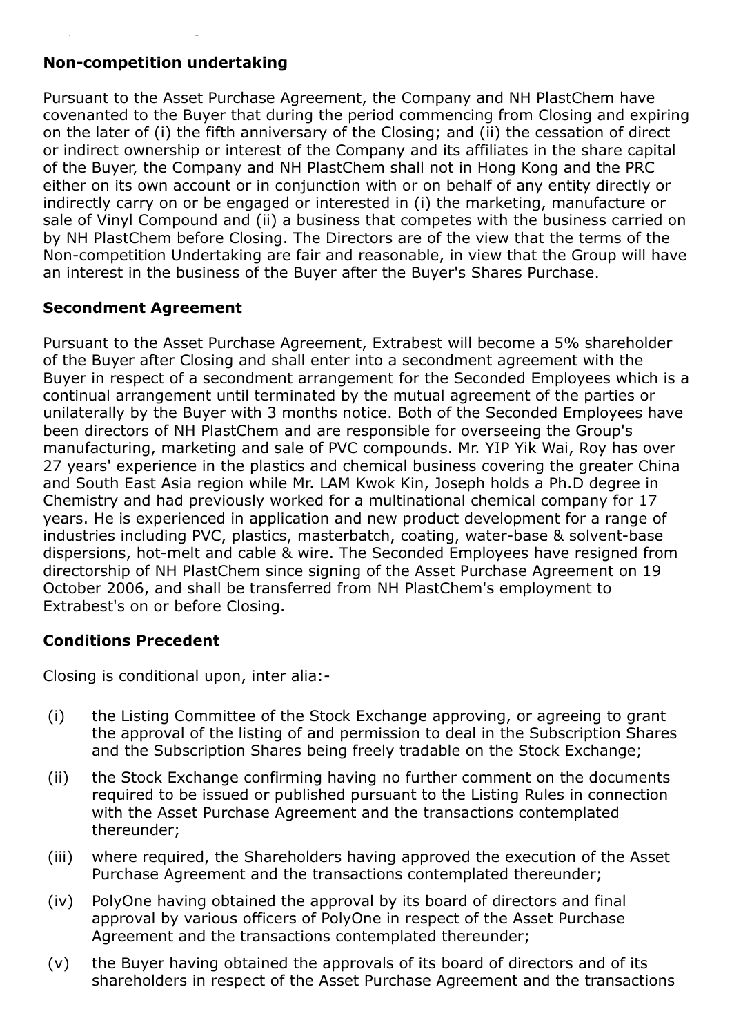**Non-competition undertaking**

Pursuant to the Asset Purchase Agreement, the Company and NH PlastChem have covenanted to the Buyer that during the period commencing from Closing and expiring on the later of (i) the fifth anniversary of the Closing; and (ii) the cessation of direct or indirect ownership or interest of the Company and its affiliates in the share capital of the Buyer, the Company and NH PlastChem shall not in Hong Kong and the PRC either on its own account or in conjunction with or on behalf of any entity directly or indirectly carry on or be engaged or interested in (i) the marketing, manufacture or sale of Vinyl Compound and (ii) a business that competes with the business carried on by NH PlastChem before Closing. The Directors are of the view that the terms of the Non-competition Undertaking are fair and reasonable, in view that the Group will have an interest in the business of the Buyer after the Buyer's Shares Purchase.

**Secondment Agreement**

Pursuant to the Asset Purchase Agreement, Extrabest will become a 5% shareholder of the Buyer after Closing and shall enter into a secondment agreement with the Buyer in respect of a secondment arrangement for the Seconded Employees which is a continual arrangement until terminated by the mutual agreement of the parties or unilaterally by the Buyer with 3 months notice. Both of the Seconded Employees have been directors of NH PlastChem and are responsible for overseeing the Group's manufacturing, marketing and sale of PVC compounds. Mr. YIP Yik Wai, Roy has over 27 years' experience in the plastics and chemical business covering the greater China and South East Asia region while Mr. LAM Kwok Kin, Joseph holds a Ph.D degree in Chemistry and had previously worked for a multinational chemical company for 17 years. He is experienced in application and new product development for a range of industries including PVC, plastics, masterbatch, coating, water-base & solvent-base dispersions, hot-melt and cable & wire. The Seconded Employees have resigned from directorship of NH PlastChem since signing of the Asset Purchase Agreement on 19 October 2006, and shall be transferred from NH PlastChem's employment to Extrabest's on or before Closing.

**Conditions Precedent**

Closing is conditional upon, inter alia:-

(i) the Listing Committee of the Stock Exchange approving, or agreeing to grant the approval of the listing of and permission to deal in the Subscription Shares and the Subscription Shares being freely tradable on the Stock Exchange;

(ii) the Stock Exchange confirming having no further comment on the documents required to be issued or published pursuant to the Listing Rules in connection with the Asset Purchase Agreement and the transactions contemplated thereunder;

(iii) where required, the Shareholders having approved the execution of the Asset Purchase Agreement and the transactions contemplated thereunder;

(iv) PolyOne having obtained the approval by its board of directors and final approval by various officers of PolyOne in respect of the Asset Purchase Agreement and the transactions contemplated thereunder;

(v) the Buyer having obtained the approvals of its board of directors and of its shareholders in respect of the Asset Purchase Agreement and the transactions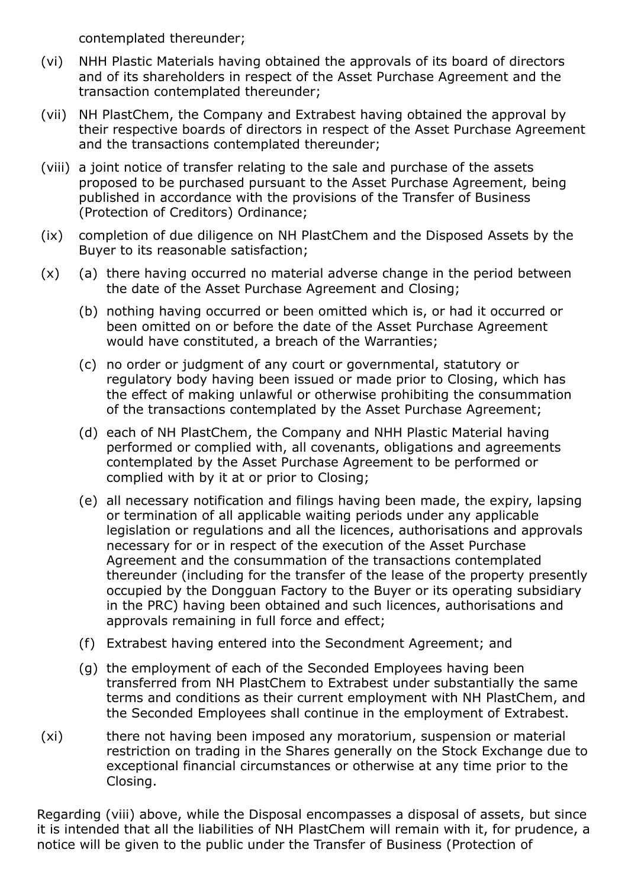contemplated thereunder;

(vi) NHH Plastic Materials having obtained the approvals of its board of directors and of its shareholders in respect of the Asset Purchase Agreement and the transaction contemplated thereunder;

(vii) NH PlastChem, the Company and Extrabest having obtained the approval by their respective boards of directors in respect of the Asset Purchase Agreement and the transactions contemplated thereunder;

(viii) a joint notice of transfer relating to the sale and purchase of the assets proposed to be purchased pursuant to the Asset Purchase Agreement, being published in accordance with the provisions of the Transfer of Business (Protection of Creditors) Ordinance;

(ix) completion of due diligence on NH PlastChem and the Disposed Assets by the Buyer to its reasonable satisfaction;

(x) (a) there having occurred no material adverse change in the period between the date of the Asset Purchase Agreement and Closing;

(b) nothing having occurred or been omitted which is, or had it occurred or been omitted on or before the date of the Asset Purchase Agreement would have constituted, a breach of the Warranties;

(c) no order or judgment of any court or governmental, statutory or regulatory body having been issued or made prior to Closing, which has the effect of making unlawful or otherwise prohibiting the consummation of the transactions contemplated by the Asset Purchase Agreement;

(d) each of NH PlastChem, the Company and NHH Plastic Material having performed or complied with, all covenants, obligations and agreements contemplated by the Asset Purchase Agreement to be performed or complied with by it at or prior to Closing;

(e) all necessary notification and filings having been made, the expiry, lapsing or termination of all applicable waiting periods under any applicable legislation or regulations and all the licences, authorisations and approvals necessary for or in respect of the execution of the Asset Purchase Agreement and the consummation of the transactions contemplated thereunder (including for the transfer of the lease of the property presently occupied by the Dongguan Factory to the Buyer or its operating subsidiary in the PRC) having been obtained and such licences, authorisations and approvals remaining in full force and effect;

(f) Extrabest having entered into the Secondment Agreement; and

(g) the employment of each of the Seconded Employees having been transferred from NH PlastChem to Extrabest under substantially the same terms and conditions as their current employment with NH PlastChem, and the Seconded Employees shall continue in the employment of Extrabest.

(xi) there not having been imposed any moratorium, suspension or material restriction on trading in the Shares generally on the Stock Exchange due to exceptional financial circumstances or otherwise at any time prior to the Closing.

Regarding (viii) above, while the Disposal encompasses a disposal of assets, but since it is intended that all the liabilities of NH PlastChem will remain with it, for prudence, a notice will be given to the public under the Transfer of Business (Protection of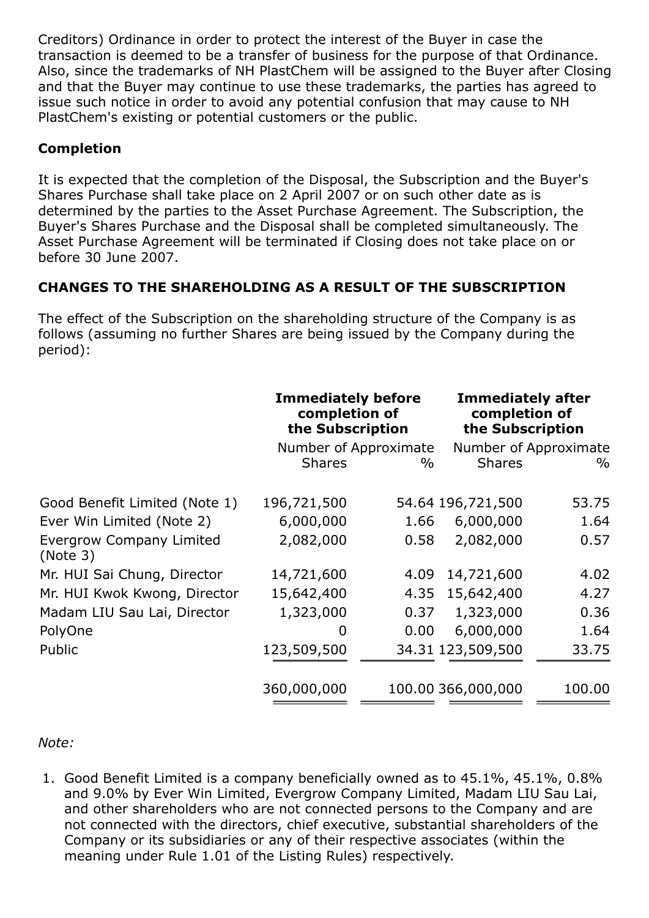Creditors) Ordinance in order to protect the interest of the Buyer in case the transaction is deemed to be a transfer of business for the purpose of that Ordinance. Also, since the trademarks of NH PlastChem will be assigned to the Buyer after Closing and that the Buyer may continue to use these trademarks, the parties has agreed to issue such notice in order to avoid any potential confusion that may cause to NH PlastChem's existing or potential customers or the public.

**Completion**

It is expected that the completion of the Disposal, the Subscription and the Buyer's Shares Purchase shall take place on 2 April 2007 or on such other date as is determined by the parties to the Asset Purchase Agreement. The Subscription, the Buyer's Shares Purchase and the Disposal shall be completed simultaneously. The Asset Purchase Agreement will be terminated if Closing does not take place on or before 30 June 2007.

**CHANGES TO THE SHAREHOLDING AS A RESULT OF THE SUBSCRIPTION**

The effect of the Subscription on the shareholding structure of the Company is as follows (assuming no further Shares are being issued by the Company during the period):

| | **Immediately before completion of the Subscription** | | **Immediately after completion of the Subscription** | |
|---|---|---|---|---|
| | Number of Shares | Approximate % | Number of Shares | Approximate % |
| Good Benefit Limited (Note 1) | 196,721,500 | 54.64 | 196,721,500 | 53.75 |
| Ever Win Limited (Note 2) | 6,000,000 | 1.66 | 6,000,000 | 1.64 |
| Evergrow Company Limited (Note 3) | 2,082,000 | 0.58 | 2,082,000 | 0.57 |
| Mr. HUI Sai Chung, Director | 14,721,600 | 4.09 | 14,721,600 | 4.02 |
| Mr. HUI Kwok Kwong, Director | 15,642,400 | 4.35 | 15,642,400 | 4.27 |
| Madam LIU Sau Lai, Director | 1,323,000 | 0.37 | 1,323,000 | 0.36 |
| PolyOne | 0 | 0.00 | 6,000,000 | 1.64 |
| Public | 123,509,500 | 34.31 | 123,509,500 | 33.75 |
| | 360,000,000 | 100.00 | 366,000,000 | 100.00 |

*Note:*

1. Good Benefit Limited is a company beneficially owned as to 45.1%, 45.1%, 0.8% and 9.0% by Ever Win Limited, Evergrow Company Limited, Madam LIU Sau Lai, and other shareholders who are not connected persons to the Company and are not connected with the directors, chief executive, substantial shareholders of the Company or its subsidiaries or any of their respective associates (within the meaning under Rule 1.01 of the Listing Rules) respectively.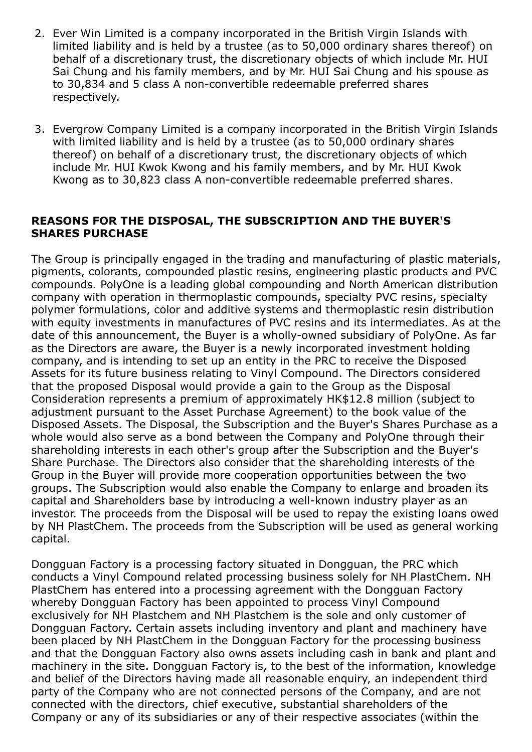2. Ever Win Limited is a company incorporated in the British Virgin Islands with limited liability and is held by a trustee (as to 50,000 ordinary shares thereof) on behalf of a discretionary trust, the discretionary objects of which include Mr. HUI Sai Chung and his family members, and by Mr. HUI Sai Chung and his spouse as to 30,834 and 5 class A non-convertible redeemable preferred shares respectively.

3. Evergrow Company Limited is a company incorporated in the British Virgin Islands with limited liability and is held by a trustee (as to 50,000 ordinary shares thereof) on behalf of a discretionary trust, the discretionary objects of which include Mr. HUI Kwok Kwong and his family members, and by Mr. HUI Kwok Kwong as to 30,823 class A non-convertible redeemable preferred shares.

## REASONS FOR THE DISPOSAL, THE SUBSCRIPTION AND THE BUYER'S SHARES PURCHASE

The Group is principally engaged in the trading and manufacturing of plastic materials, pigments, colorants, compounded plastic resins, engineering plastic products and PVC compounds. PolyOne is a leading global compounding and North American distribution company with operation in thermoplastic compounds, specialty PVC resins, specialty polymer formulations, color and additive systems and thermoplastic resin distribution with equity investments in manufactures of PVC resins and its intermediates. As at the date of this announcement, the Buyer is a wholly-owned subsidiary of PolyOne. As far as the Directors are aware, the Buyer is a newly incorporated investment holding company, and is intending to set up an entity in the PRC to receive the Disposed Assets for its future business relating to Vinyl Compound. The Directors considered that the proposed Disposal would provide a gain to the Group as the Disposal Consideration represents a premium of approximately HK$12.8 million (subject to adjustment pursuant to the Asset Purchase Agreement) to the book value of the Disposed Assets. The Disposal, the Subscription and the Buyer's Shares Purchase as a whole would also serve as a bond between the Company and PolyOne through their shareholding interests in each other's group after the Subscription and the Buyer's Share Purchase. The Directors also consider that the shareholding interests of the Group in the Buyer will provide more cooperation opportunities between the two groups. The Subscription would also enable the Company to enlarge and broaden its capital and Shareholders base by introducing a well-known industry player as an investor. The proceeds from the Disposal will be used to repay the existing loans owed by NH PlastChem. The proceeds from the Subscription will be used as general working capital.

Dongguan Factory is a processing factory situated in Dongguan, the PRC which conducts a Vinyl Compound related processing business solely for NH PlastChem. NH PlastChem has entered into a processing agreement with the Dongguan Factory whereby Dongguan Factory has been appointed to process Vinyl Compound exclusively for NH Plastchem and NH Plastchem is the sole and only customer of Dongguan Factory. Certain assets including inventory and plant and machinery have been placed by NH PlastChem in the Dongguan Factory for the processing business and that the Dongguan Factory also owns assets including cash in bank and plant and machinery in the site. Dongguan Factory is, to the best of the information, knowledge and belief of the Directors having made all reasonable enquiry, an independent third party of the Company who are not connected persons of the Company, and are not connected with the directors, chief executive, substantial shareholders of the Company or any of its subsidiaries or any of their respective associates (within the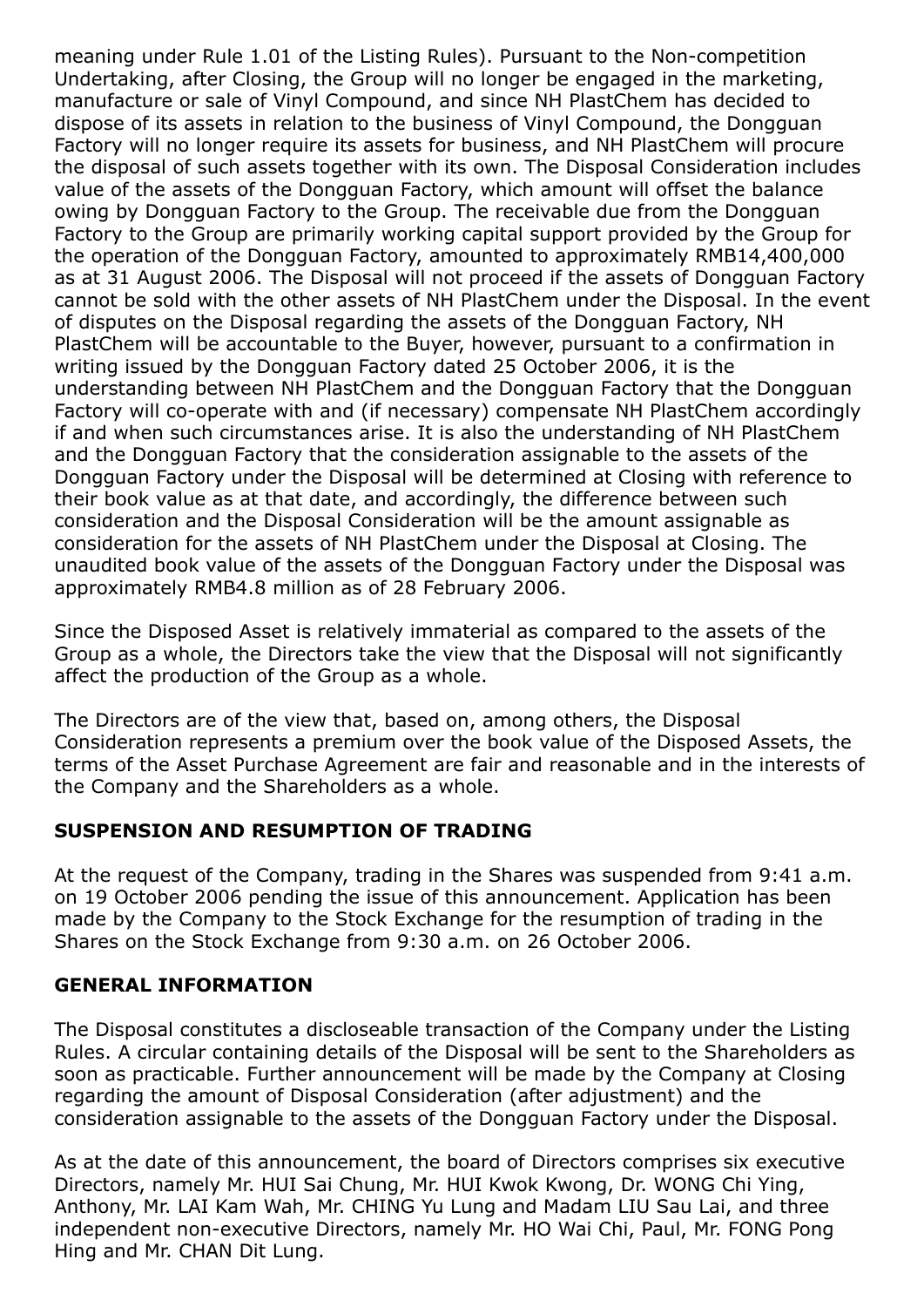meaning under Rule 1.01 of the Listing Rules). Pursuant to the Non-competition Undertaking, after Closing, the Group will no longer be engaged in the marketing, manufacture or sale of Vinyl Compound, and since NH PlastChem has decided to dispose of its assets in relation to the business of Vinyl Compound, the Dongguan Factory will no longer require its assets for business, and NH PlastChem will procure the disposal of such assets together with its own. The Disposal Consideration includes value of the assets of the Dongguan Factory, which amount will offset the balance owing by Dongguan Factory to the Group. The receivable due from the Dongguan Factory to the Group are primarily working capital support provided by the Group for the operation of the Dongguan Factory, amounted to approximately RMB14,400,000 as at 31 August 2006. The Disposal will not proceed if the assets of Dongguan Factory cannot be sold with the other assets of NH PlastChem under the Disposal. In the event of disputes on the Disposal regarding the assets of the Dongguan Factory, NH PlastChem will be accountable to the Buyer, however, pursuant to a confirmation in writing issued by the Dongguan Factory dated 25 October 2006, it is the understanding between NH PlastChem and the Dongguan Factory that the Dongguan Factory will co-operate with and (if necessary) compensate NH PlastChem accordingly if and when such circumstances arise. It is also the understanding of NH PlastChem and the Dongguan Factory that the consideration assignable to the assets of the Dongguan Factory under the Disposal will be determined at Closing with reference to their book value as at that date, and accordingly, the difference between such consideration and the Disposal Consideration will be the amount assignable as consideration for the assets of NH PlastChem under the Disposal at Closing. The unaudited book value of the assets of the Dongguan Factory under the Disposal was approximately RMB4.8 million as of 28 February 2006.

Since the Disposed Asset is relatively immaterial as compared to the assets of the Group as a whole, the Directors take the view that the Disposal will not significantly affect the production of the Group as a whole.

The Directors are of the view that, based on, among others, the Disposal Consideration represents a premium over the book value of the Disposed Assets, the terms of the Asset Purchase Agreement are fair and reasonable and in the interests of the Company and the Shareholders as a whole.

## SUSPENSION AND RESUMPTION OF TRADING

At the request of the Company, trading in the Shares was suspended from 9:41 a.m. on 19 October 2006 pending the issue of this announcement. Application has been made by the Company to the Stock Exchange for the resumption of trading in the Shares on the Stock Exchange from 9:30 a.m. on 26 October 2006.

## GENERAL INFORMATION

The Disposal constitutes a discloseable transaction of the Company under the Listing Rules. A circular containing details of the Disposal will be sent to the Shareholders as soon as practicable. Further announcement will be made by the Company at Closing regarding the amount of Disposal Consideration (after adjustment) and the consideration assignable to the assets of the Dongguan Factory under the Disposal.

As at the date of this announcement, the board of Directors comprises six executive Directors, namely Mr. HUI Sai Chung, Mr. HUI Kwok Kwong, Dr. WONG Chi Ying, Anthony, Mr. LAI Kam Wah, Mr. CHING Yu Lung and Madam LIU Sau Lai, and three independent non-executive Directors, namely Mr. HO Wai Chi, Paul, Mr. FONG Pong Hing and Mr. CHAN Dit Lung.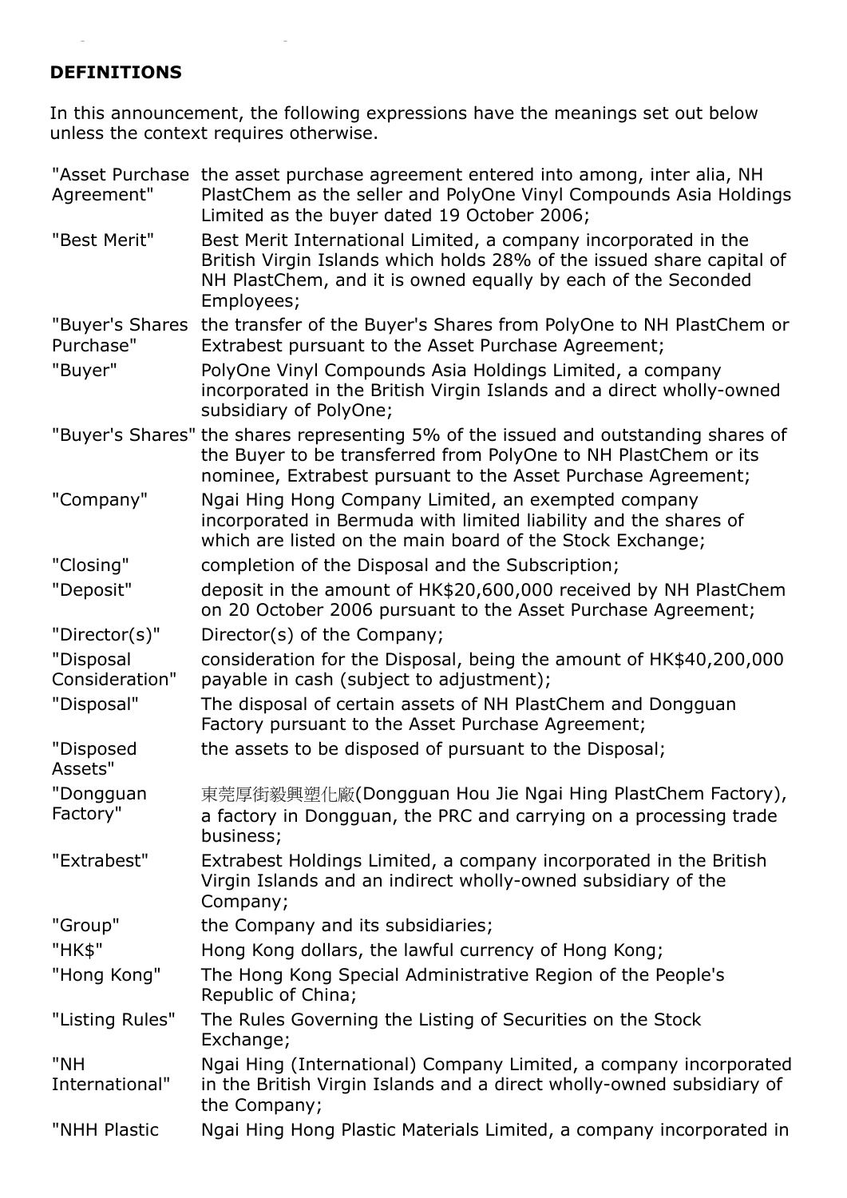## DEFINITIONS

In this announcement, the following expressions have the meanings set out below unless the context requires otherwise.

| | |
|---|---|
| "Asset Purchase Agreement" | the asset purchase agreement entered into among, inter alia, NH PlastChem as the seller and PolyOne Vinyl Compounds Asia Holdings Limited as the buyer dated 19 October 2006; |
| "Best Merit" | Best Merit International Limited, a company incorporated in the British Virgin Islands which holds 28% of the issued share capital of NH PlastChem, and it is owned equally by each of the Seconded Employees; |
| "Buyer's Shares Purchase" | the transfer of the Buyer's Shares from PolyOne to NH PlastChem or Extrabest pursuant to the Asset Purchase Agreement; |
| "Buyer" | PolyOne Vinyl Compounds Asia Holdings Limited, a company incorporated in the British Virgin Islands and a direct wholly-owned subsidiary of PolyOne; |
| "Buyer's Shares" | the shares representing 5% of the issued and outstanding shares of the Buyer to be transferred from PolyOne to NH PlastChem or its nominee, Extrabest pursuant to the Asset Purchase Agreement; |
| "Company" | Ngai Hing Hong Company Limited, an exempted company incorporated in Bermuda with limited liability and the shares of which are listed on the main board of the Stock Exchange; |
| "Closing" | completion of the Disposal and the Subscription; |
| "Deposit" | deposit in the amount of HK$20,600,000 received by NH PlastChem on 20 October 2006 pursuant to the Asset Purchase Agreement; |
| "Director(s)" | Director(s) of the Company; |
| "Disposal Consideration" | consideration for the Disposal, being the amount of HK$40,200,000 payable in cash (subject to adjustment); |
| "Disposal" | The disposal of certain assets of NH PlastChem and Dongguan Factory pursuant to the Asset Purchase Agreement; |
| "Disposed Assets" | the assets to be disposed of pursuant to the Disposal; |
| "Dongguan Factory" | 東莞厚街毅興塑化廠(Dongguan Hou Jie Ngai Hing PlastChem Factory), a factory in Dongguan, the PRC and carrying on a processing trade business; |
| "Extrabest" | Extrabest Holdings Limited, a company incorporated in the British Virgin Islands and an indirect wholly-owned subsidiary of the Company; |
| "Group" | the Company and its subsidiaries; |
| "HK$" | Hong Kong dollars, the lawful currency of Hong Kong; |
| "Hong Kong" | The Hong Kong Special Administrative Region of the People's Republic of China; |
| "Listing Rules" | The Rules Governing the Listing of Securities on the Stock Exchange; |
| "NH International" | Ngai Hing (International) Company Limited, a company incorporated in the British Virgin Islands and a direct wholly-owned subsidiary of the Company; |
| "NHH Plastic | Ngai Hing Hong Plastic Materials Limited, a company incorporated in |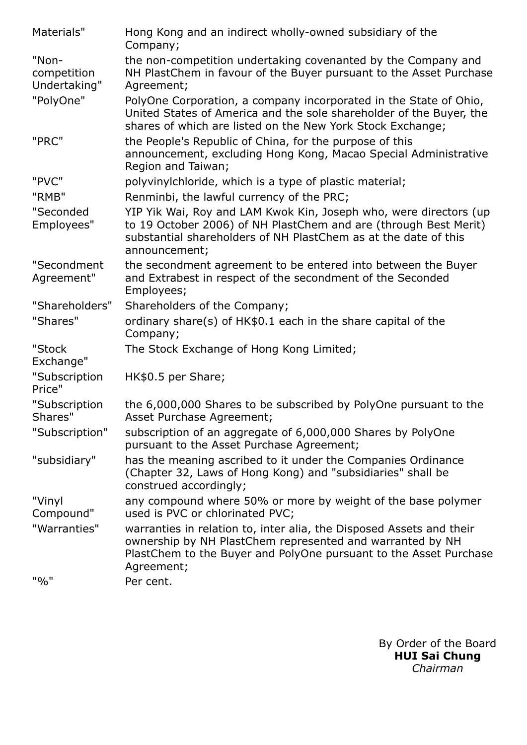| | |
|---|---|
| Materials" | Hong Kong and an indirect wholly-owned subsidiary of the Company; |
| "Non-competition Undertaking" | the non-competition undertaking covenanted by the Company and NH PlastChem in favour of the Buyer pursuant to the Asset Purchase Agreement; |
| "PolyOne" | PolyOne Corporation, a company incorporated in the State of Ohio, United States of America and the sole shareholder of the Buyer, the shares of which are listed on the New York Stock Exchange; |
| "PRC" | the People's Republic of China, for the purpose of this announcement, excluding Hong Kong, Macao Special Administrative Region and Taiwan; |
| "PVC" | polyvinylchloride, which is a type of plastic material; |
| "RMB" | Renminbi, the lawful currency of the PRC; |
| "Seconded Employees" | YIP Yik Wai, Roy and LAM Kwok Kin, Joseph who, were directors (up to 19 October 2006) of NH PlastChem and are (through Best Merit) substantial shareholders of NH PlastChem as at the date of this announcement; |
| "Secondment Agreement" | the secondment agreement to be entered into between the Buyer and Extrabest in respect of the secondment of the Seconded Employees; |
| "Shareholders" | Shareholders of the Company; |
| "Shares" | ordinary share(s) of HK$0.1 each in the share capital of the Company; |
| "Stock Exchange" | The Stock Exchange of Hong Kong Limited; |
| "Subscription Price" | HK$0.5 per Share; |
| "Subscription Shares" | the 6,000,000 Shares to be subscribed by PolyOne pursuant to the Asset Purchase Agreement; |
| "Subscription" | subscription of an aggregate of 6,000,000 Shares by PolyOne pursuant to the Asset Purchase Agreement; |
| "subsidiary" | has the meaning ascribed to it under the Companies Ordinance (Chapter 32, Laws of Hong Kong) and "subsidiaries" shall be construed accordingly; |
| "Vinyl Compound" | any compound where 50% or more by weight of the base polymer used is PVC or chlorinated PVC; |
| "Warranties" | warranties in relation to, inter alia, the Disposed Assets and their ownership by NH PlastChem represented and warranted by NH PlastChem to the Buyer and PolyOne pursuant to the Asset Purchase Agreement; |
| "%" | Per cent. |

By Order of the Board
**HUI Sai Chung**
*Chairman*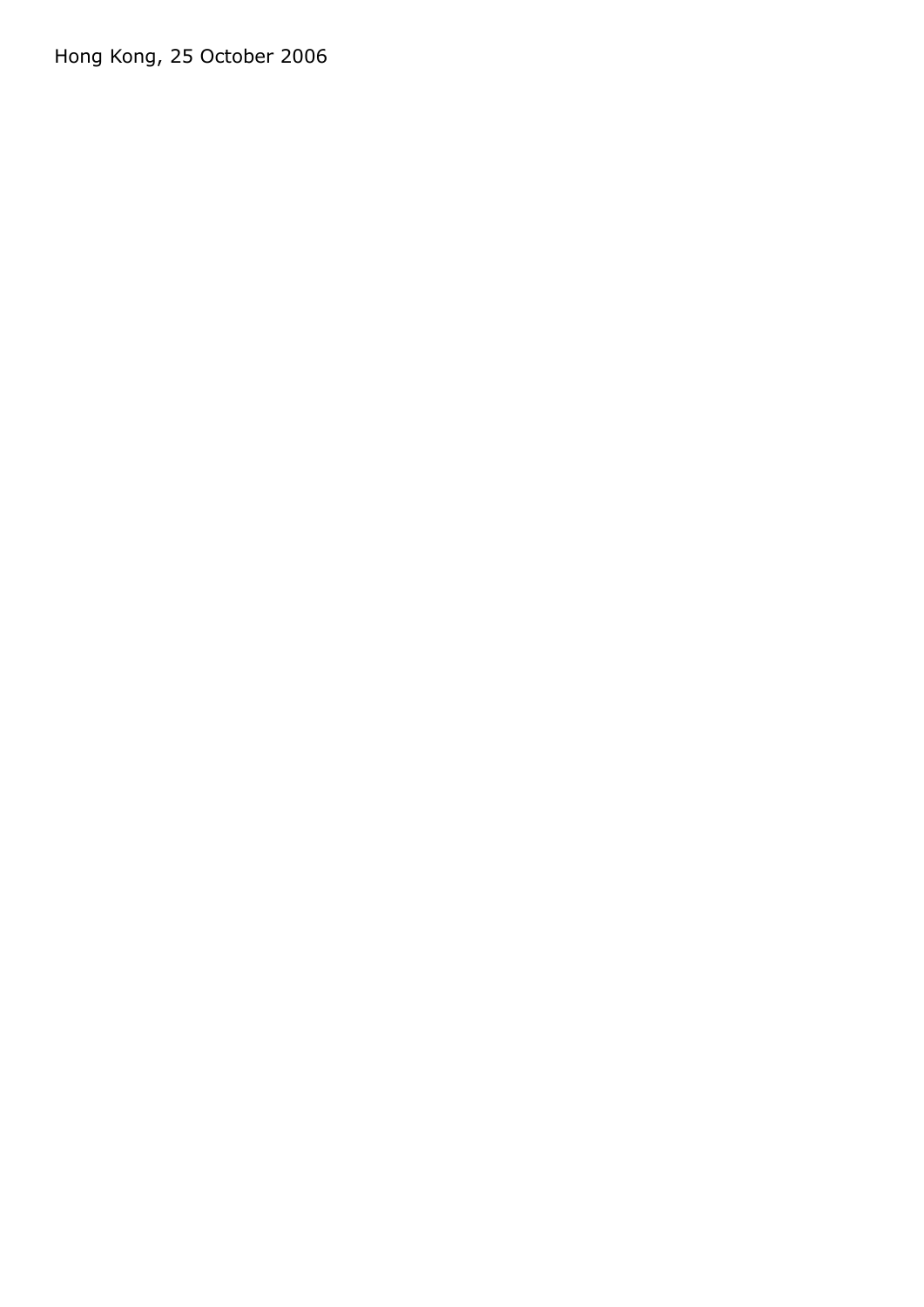Hong Kong, 25 October 2006